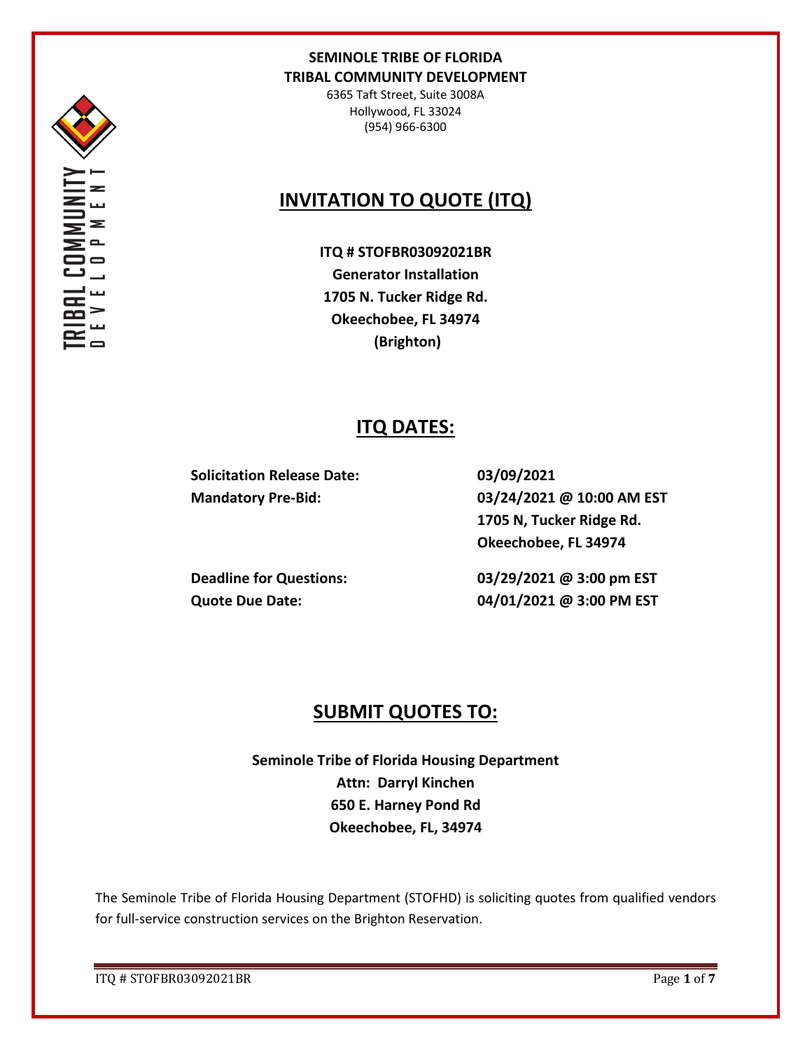**SEMINOLE TRIBE OF FLORIDA**
**TRIBAL COMMUNITY DEVELOPMENT**

6365 Taft Street, Suite 3008A
Hollywood, FL 33024
(954) 966-6300

# INVITATION TO QUOTE (ITQ)

**ITQ # STOFBR03092021BR**
**Generator Installation**
**1705 N. Tucker Ridge Rd.**
**Okeechobee, FL 34974**
**(Brighton)**

## ITQ DATES:

| | |
|---|---|
| **Solicitation Release Date:** | **03/09/2021** |
| **Mandatory Pre-Bid:** | **03/24/2021 @ 10:00 AM EST**<br>**1705 N, Tucker Ridge Rd.**<br>**Okeechobee, FL 34974** |
| **Deadline for Questions:** | **03/29/2021 @ 3:00 pm EST** |
| **Quote Due Date:** | **04/01/2021 @ 3:00 PM EST** |

## SUBMIT QUOTES TO:

**Seminole Tribe of Florida Housing Department**
**Attn: Darryl Kinchen**
**650 E. Harney Pond Rd**
**Okeechobee, FL, 34974**

The Seminole Tribe of Florida Housing Department (STOFHD) is soliciting quotes from qualified vendors for full-service construction services on the Brighton Reservation.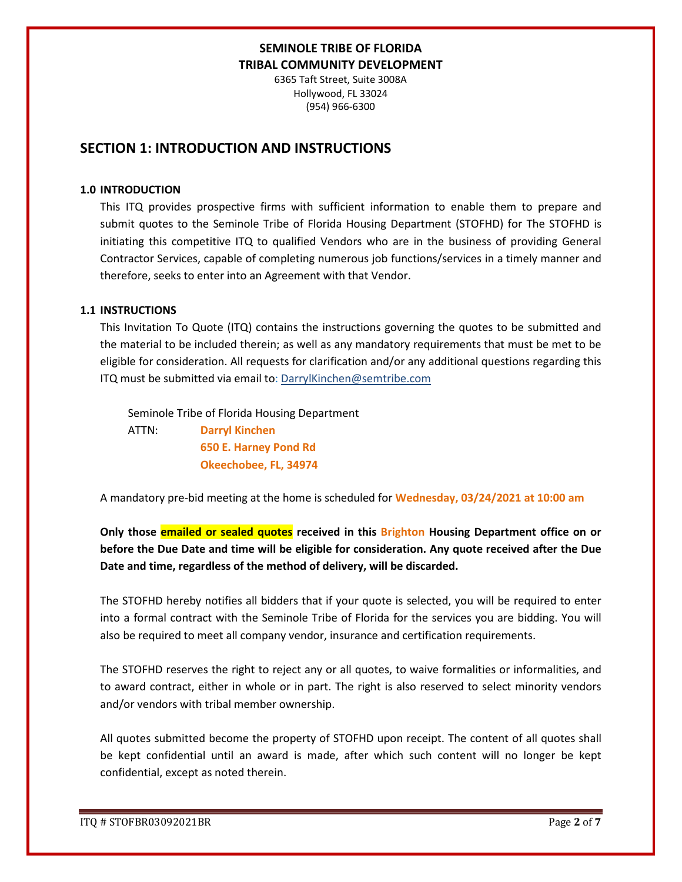**SEMINOLE TRIBE OF FLORIDA**
**TRIBAL COMMUNITY DEVELOPMENT**
6365 Taft Street, Suite 3008A
Hollywood, FL 33024
(954) 966-6300

# SECTION 1: INTRODUCTION AND INSTRUCTIONS

### 1.0 INTRODUCTION

This ITQ provides prospective firms with sufficient information to enable them to prepare and submit quotes to the Seminole Tribe of Florida Housing Department (STOFHD) for The STOFHD is initiating this competitive ITQ to qualified Vendors who are in the business of providing General Contractor Services, capable of completing numerous job functions/services in a timely manner and therefore, seeks to enter into an Agreement with that Vendor.

### 1.1 INSTRUCTIONS

This Invitation To Quote (ITQ) contains the instructions governing the quotes to be submitted and the material to be included therein; as well as any mandatory requirements that must be met to be eligible for consideration. All requests for clarification and/or any additional questions regarding this ITQ must be submitted via email to: DarrylKinchen@semtribe.com

Seminole Tribe of Florida Housing Department
ATTN: **Darryl Kinchen**
**650 E. Harney Pond Rd**
**Okeechobee, FL, 34974**

A mandatory pre-bid meeting at the home is scheduled for **Wednesday, 03/24/2021 at 10:00 am**

**Only those emailed or sealed quotes received in this Brighton Housing Department office on or before the Due Date and time will be eligible for consideration. Any quote received after the Due Date and time, regardless of the method of delivery, will be discarded.**

The STOFHD hereby notifies all bidders that if your quote is selected, you will be required to enter into a formal contract with the Seminole Tribe of Florida for the services you are bidding. You will also be required to meet all company vendor, insurance and certification requirements.

The STOFHD reserves the right to reject any or all quotes, to waive formalities or informalities, and to award contract, either in whole or in part. The right is also reserved to select minority vendors and/or vendors with tribal member ownership.

All quotes submitted become the property of STOFHD upon receipt. The content of all quotes shall be kept confidential until an award is made, after which such content will no longer be kept confidential, except as noted therein.

ITQ # STOFBR03092021BR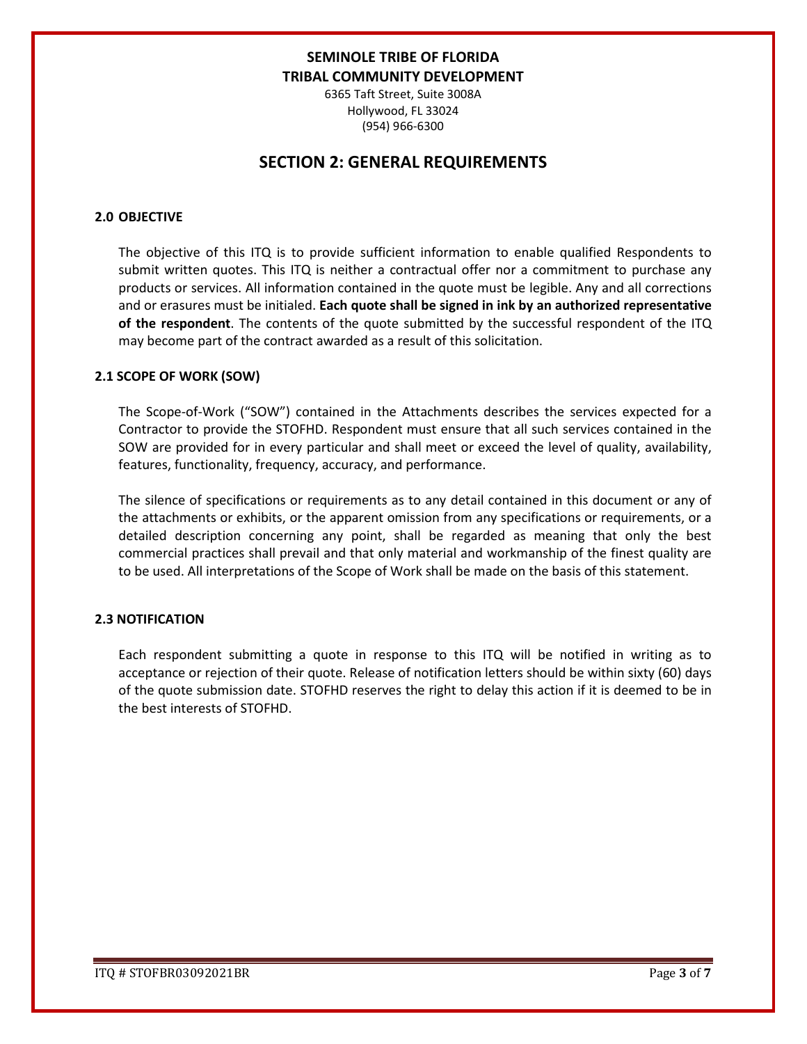**SEMINOLE TRIBE OF FLORIDA**
**TRIBAL COMMUNITY DEVELOPMENT**
6365 Taft Street, Suite 3008A
Hollywood, FL 33024
(954) 966-6300

# SECTION 2: GENERAL REQUIREMENTS

### 2.0 OBJECTIVE

The objective of this ITQ is to provide sufficient information to enable qualified Respondents to submit written quotes. This ITQ is neither a contractual offer nor a commitment to purchase any products or services. All information contained in the quote must be legible. Any and all corrections and or erasures must be initialed. **Each quote shall be signed in ink by an authorized representative of the respondent**. The contents of the quote submitted by the successful respondent of the ITQ may become part of the contract awarded as a result of this solicitation.

### 2.1 SCOPE OF WORK (SOW)

The Scope-of-Work ("SOW") contained in the Attachments describes the services expected for a Contractor to provide the STOFHD. Respondent must ensure that all such services contained in the SOW are provided for in every particular and shall meet or exceed the level of quality, availability, features, functionality, frequency, accuracy, and performance.

The silence of specifications or requirements as to any detail contained in this document or any of the attachments or exhibits, or the apparent omission from any specifications or requirements, or a detailed description concerning any point, shall be regarded as meaning that only the best commercial practices shall prevail and that only material and workmanship of the finest quality are to be used. All interpretations of the Scope of Work shall be made on the basis of this statement.

### 2.3 NOTIFICATION

Each respondent submitting a quote in response to this ITQ will be notified in writing as to acceptance or rejection of their quote. Release of notification letters should be within sixty (60) days of the quote submission date. STOFHD reserves the right to delay this action if it is deemed to be in the best interests of STOFHD.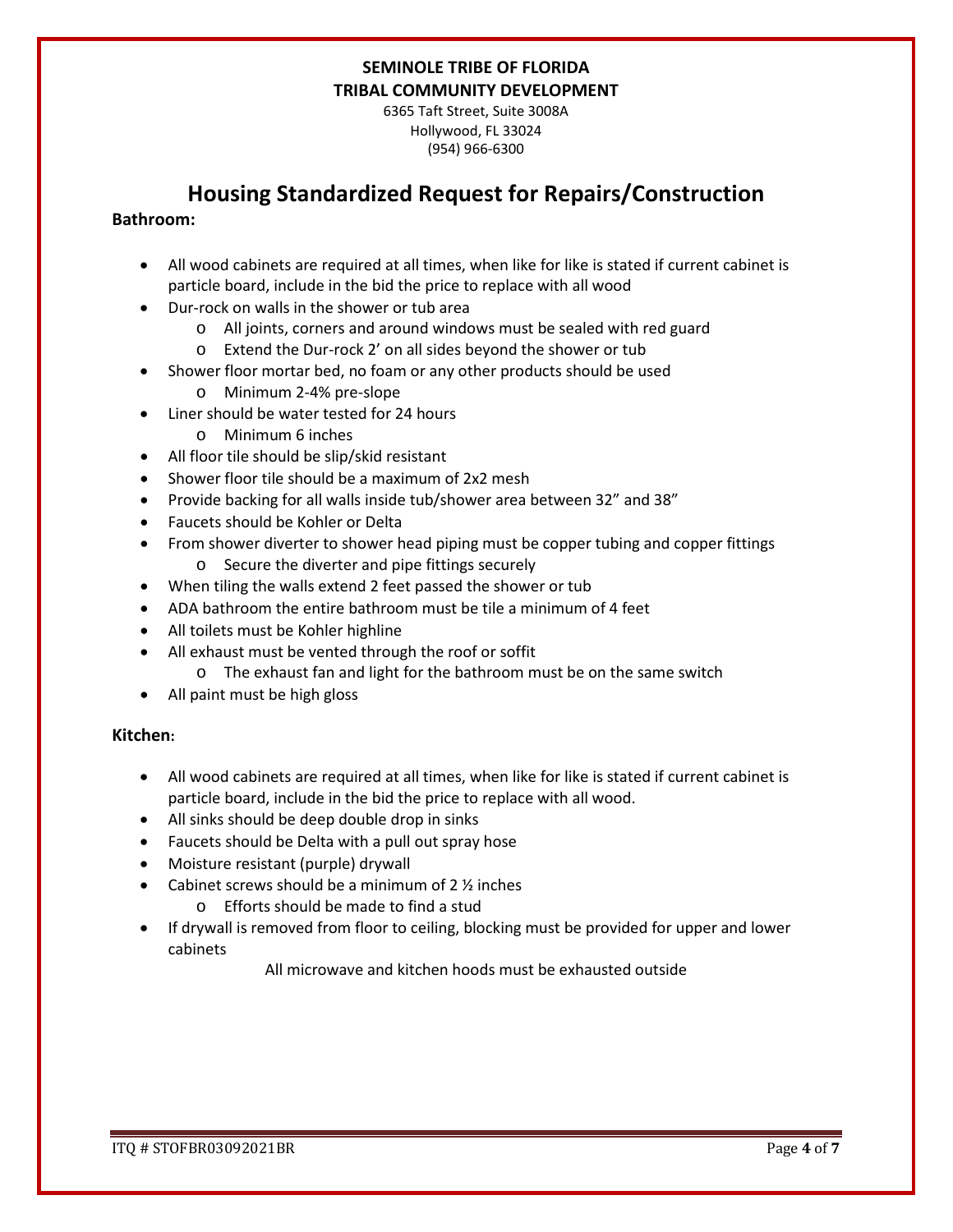**SEMINOLE TRIBE OF FLORIDA**
**TRIBAL COMMUNITY DEVELOPMENT**
6365 Taft Street, Suite 3008A
Hollywood, FL 33024
(954) 966-6300

# Housing Standardized Request for Repairs/Construction

**Bathroom:**

- All wood cabinets are required at all times, when like for like is stated if current cabinet is particle board, include in the bid the price to replace with all wood
- Dur-rock on walls in the shower or tub area
  - All joints, corners and around windows must be sealed with red guard
  - Extend the Dur-rock 2' on all sides beyond the shower or tub
- Shower floor mortar bed, no foam or any other products should be used
  - Minimum 2-4% pre-slope
- Liner should be water tested for 24 hours
  - Minimum 6 inches
- All floor tile should be slip/skid resistant
- Shower floor tile should be a maximum of 2x2 mesh
- Provide backing for all walls inside tub/shower area between 32" and 38"
- Faucets should be Kohler or Delta
- From shower diverter to shower head piping must be copper tubing and copper fittings
  - Secure the diverter and pipe fittings securely
- When tiling the walls extend 2 feet passed the shower or tub
- ADA bathroom the entire bathroom must be tile a minimum of 4 feet
- All toilets must be Kohler highline
- All exhaust must be vented through the roof or soffit
  - The exhaust fan and light for the bathroom must be on the same switch
- All paint must be high gloss

**Kitchen:**

- All wood cabinets are required at all times, when like for like is stated if current cabinet is particle board, include in the bid the price to replace with all wood.
- All sinks should be deep double drop in sinks
- Faucets should be Delta with a pull out spray hose
- Moisture resistant (purple) drywall
- Cabinet screws should be a minimum of 2 ½ inches
  - Efforts should be made to find a stud
- If drywall is removed from floor to ceiling, blocking must be provided for upper and lower cabinets

All microwave and kitchen hoods must be exhausted outside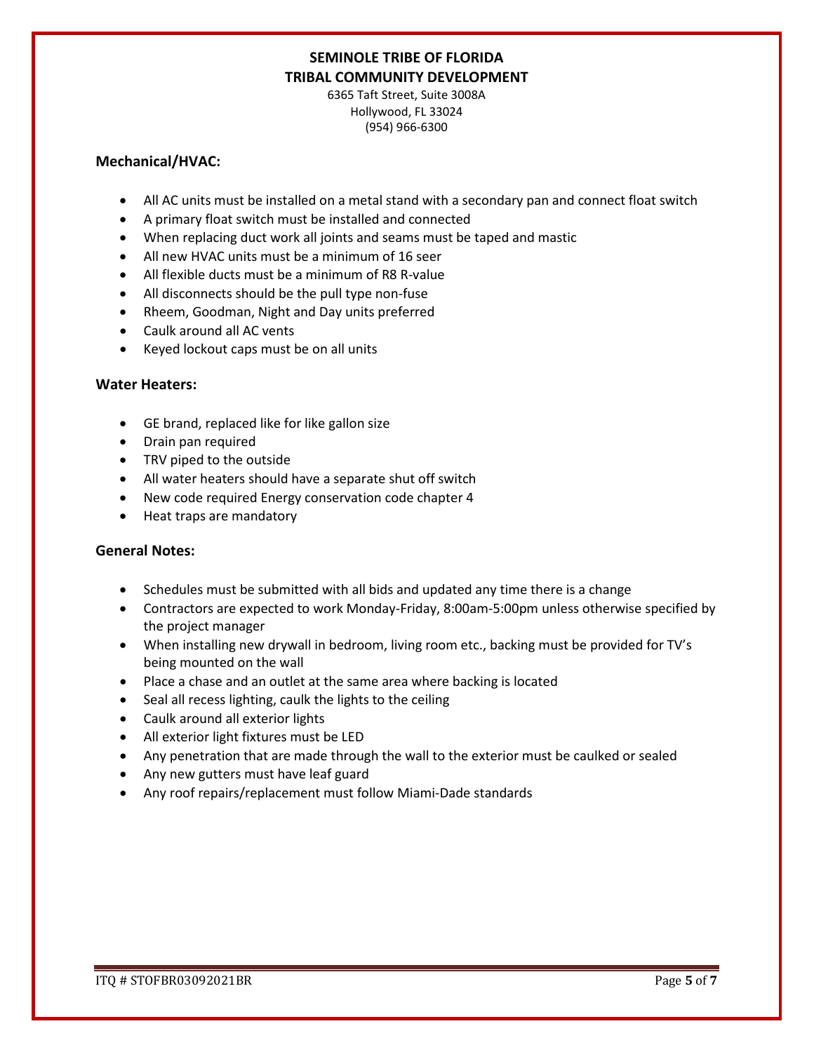**SEMINOLE TRIBE OF FLORIDA**
**TRIBAL COMMUNITY DEVELOPMENT**

6365 Taft Street, Suite 3008A
Hollywood, FL 33024
(954) 966-6300

### Mechanical/HVAC:

- All AC units must be installed on a metal stand with a secondary pan and connect float switch
- A primary float switch must be installed and connected
- When replacing duct work all joints and seams must be taped and mastic
- All new HVAC units must be a minimum of 16 seer
- All flexible ducts must be a minimum of R8 R-value
- All disconnects should be the pull type non-fuse
- Rheem, Goodman, Night and Day units preferred
- Caulk around all AC vents
- Keyed lockout caps must be on all units

### Water Heaters:

- GE brand, replaced like for like gallon size
- Drain pan required
- TRV piped to the outside
- All water heaters should have a separate shut off switch
- New code required Energy conservation code chapter 4
- Heat traps are mandatory

### General Notes:

- Schedules must be submitted with all bids and updated any time there is a change
- Contractors are expected to work Monday-Friday, 8:00am-5:00pm unless otherwise specified by the project manager
- When installing new drywall in bedroom, living room etc., backing must be provided for TV's being mounted on the wall
- Place a chase and an outlet at the same area where backing is located
- Seal all recess lighting, caulk the lights to the ceiling
- Caulk around all exterior lights
- All exterior light fixtures must be LED
- Any penetration that are made through the wall to the exterior must be caulked or sealed
- Any new gutters must have leaf guard
- Any roof repairs/replacement must follow Miami-Dade standards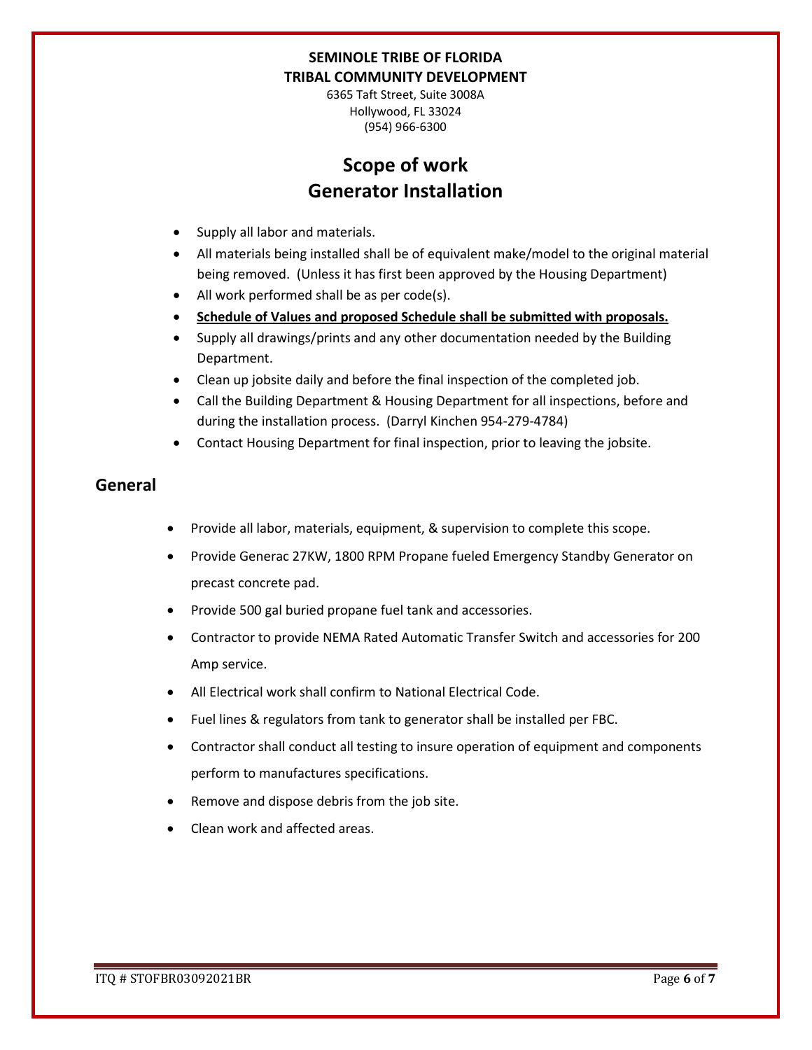**SEMINOLE TRIBE OF FLORIDA**
**TRIBAL COMMUNITY DEVELOPMENT**

6365 Taft Street, Suite 3008A
Hollywood, FL 33024
(954) 966-6300

# Scope of work
# Generator Installation

- Supply all labor and materials.
- All materials being installed shall be of equivalent make/model to the original material being removed. (Unless it has first been approved by the Housing Department)
- All work performed shall be as per code(s).
- **Schedule of Values and proposed Schedule shall be submitted with proposals.**
- Supply all drawings/prints and any other documentation needed by the Building Department.
- Clean up jobsite daily and before the final inspection of the completed job.
- Call the Building Department & Housing Department for all inspections, before and during the installation process. (Darryl Kinchen 954-279-4784)
- Contact Housing Department for final inspection, prior to leaving the jobsite.

## General

- Provide all labor, materials, equipment, & supervision to complete this scope.
- Provide Generac 27KW, 1800 RPM Propane fueled Emergency Standby Generator on precast concrete pad.
- Provide 500 gal buried propane fuel tank and accessories.
- Contractor to provide NEMA Rated Automatic Transfer Switch and accessories for 200 Amp service.
- All Electrical work shall confirm to National Electrical Code.
- Fuel lines & regulators from tank to generator shall be installed per FBC.
- Contractor shall conduct all testing to insure operation of equipment and components perform to manufactures specifications.
- Remove and dispose debris from the job site.
- Clean work and affected areas.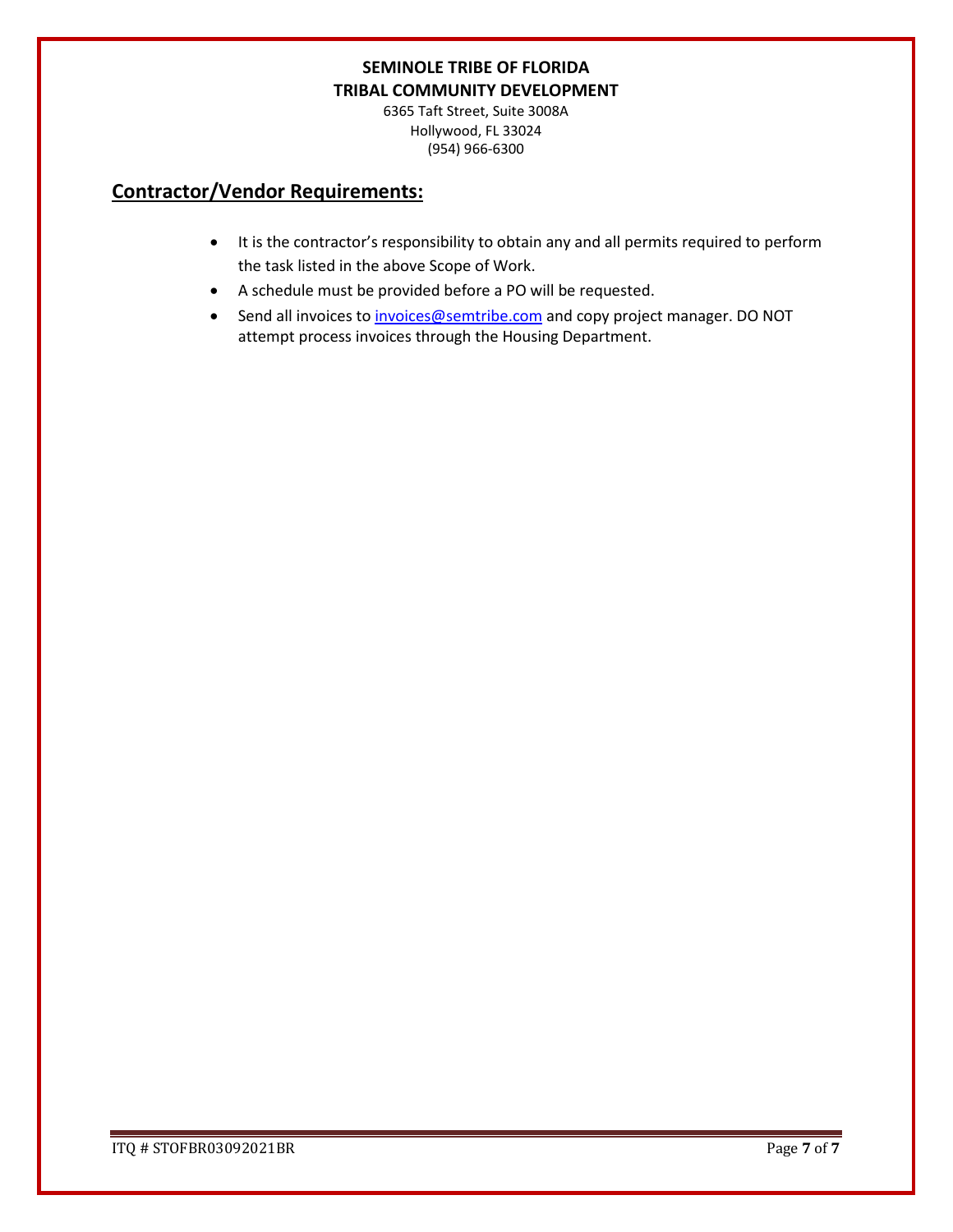**SEMINOLE TRIBE OF FLORIDA**
**TRIBAL COMMUNITY DEVELOPMENT**
6365 Taft Street, Suite 3008A
Hollywood, FL 33024
(954) 966-6300

## Contractor/Vendor Requirements:

- It is the contractor's responsibility to obtain any and all permits required to perform the task listed in the above Scope of Work.
- A schedule must be provided before a PO will be requested.
- Send all invoices to invoices@semtribe.com and copy project manager. DO NOT attempt process invoices through the Housing Department.